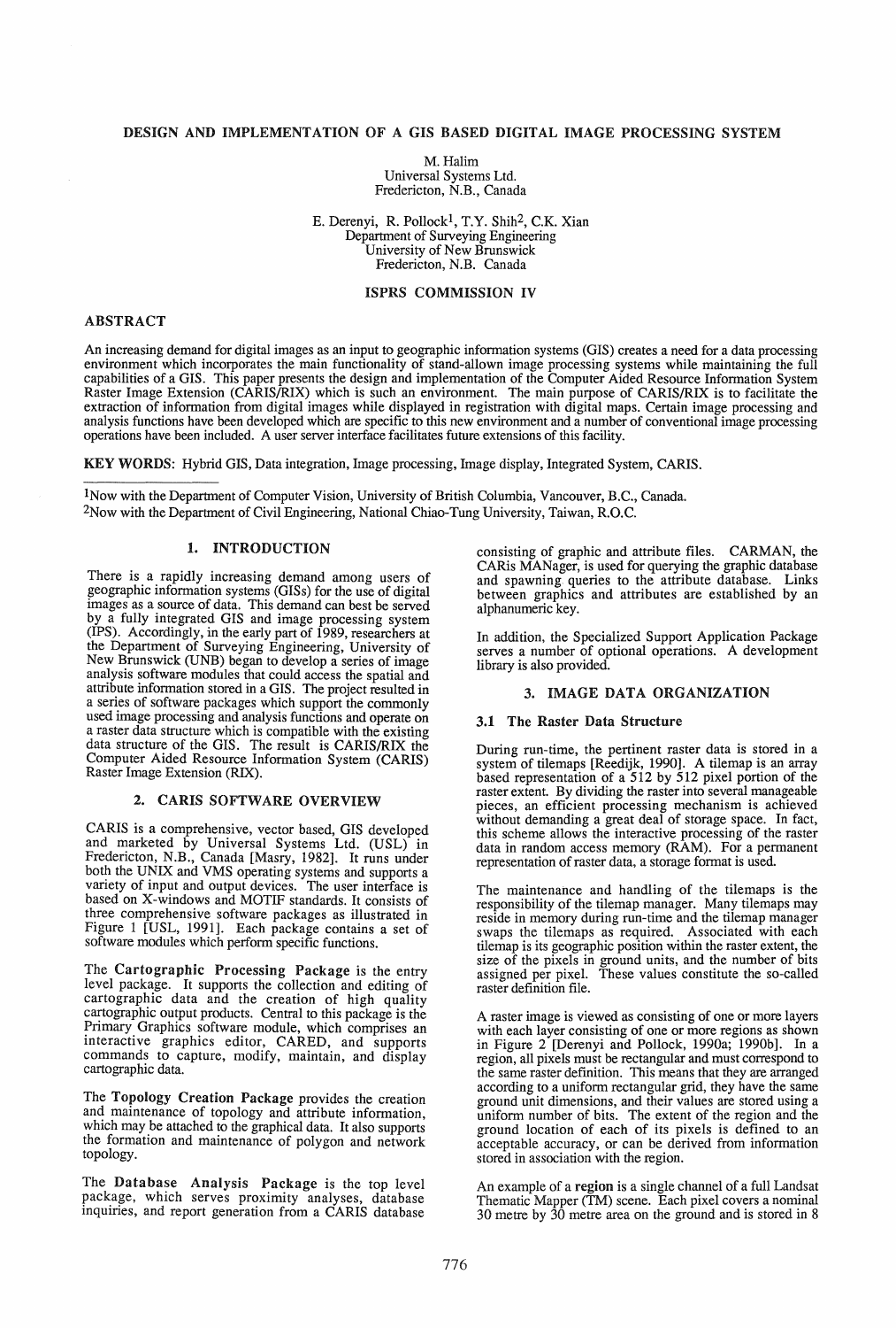# DESIGN AND IMPLEMENTATION OF A GIS BASED DIGITAL IMAGE PROCESSING SYSTEM

M. Halim
Universal Systems Ltd.
Fredericton, N.B., Canada

E. Derenyi, R. Pollock[1], T.Y. Shih[2], C.K. Xian
Department of Surveying Engineering
University of New Brunswick
Fredericton, N.B. Canada

ISPRS COMMISSION IV

## ABSTRACT

An increasing demand for digital images as an input to geographic information systems (GIS) creates a need for a data processing environment which incorporates the main functionality of stand-allown image processing systems while maintaining the full capabilities of a GIS. This paper presents the design and implementation of the Computer Aided Resource Information System Raster Image Extension (CARIS/RIX) which is such an environment. The main purpose of CARIS/RIX is to facilitate the extraction of information from digital images while displayed in registration with digital maps. Certain image processing and analysis functions have been developed which are specific to this new environment and a number of conventional image processing operations have been included. A user server interface facilitates future extensions of this facility.

**KEY WORDS:** Hybrid GIS, Data integration, Image processing, Image display, Integrated System, CARIS.

[1]Now with the Department of Computer Vision, University of British Columbia, Vancouver, B.C., Canada.
[2]Now with the Department of Civil Engineering, National Chiao-Tung University, Taiwan, R.O.C.

## 1. INTRODUCTION

There is a rapidly increasing demand among users of geographic information systems (GISs) for the use of digital images as a source of data. This demand can best be served by a fully integrated GIS and image processing system (IPS). Accordingly, in the early part of 1989, researchers at the Department of Surveying Engineering, University of New Brunswick (UNB) began to develop a series of image analysis software modules that could access the spatial and attribute information stored in a GIS. The project resulted in a series of software packages which support the commonly used image processing and analysis functions and operate on a raster data structure which is compatible with the existing data structure of the GIS. The result is CARIS/RIX the Computer Aided Resource Information System (CARIS) Raster Image Extension (RIX).

## 2. CARIS SOFTWARE OVERVIEW

CARIS is a comprehensive, vector based, GIS developed and marketed by Universal Systems Ltd. (USL) in Fredericton, N.B., Canada [Masry, 1982]. It runs under both the UNIX and VMS operating systems and supports a variety of input and output devices. The user interface is based on X-windows and MOTIF standards. It consists of three comprehensive software packages as illustrated in Figure 1 [USL, 1991]. Each package contains a set of software modules which perform specific functions.

The **Cartographic Processing Package** is the entry level package. It supports the collection and editing of cartographic data and the creation of high quality cartographic output products. Central to this package is the Primary Graphics software module, which comprises an interactive graphics editor, CARED, and supports commands to capture, modify, maintain, and display cartographic data.

The **Topology Creation Package** provides the creation and maintenance of topology and attribute information, which may be attached to the graphical data. It also supports the formation and maintenance of polygon and network topology.

The **Database Analysis Package** is the top level package, which serves proximity analyses, database inquiries, and report generation from a CARIS database consisting of graphic and attribute files. CARMAN, the CARis MANager, is used for querying the graphic database and spawning queries to the attribute database. Links between graphics and attributes are established by an alphanumeric key.

In addition, the Specialized Support Application Package serves a number of optional operations. A development library is also provided.

## 3. IMAGE DATA ORGANIZATION

### 3.1 The Raster Data Structure

During run-time, the pertinent raster data is stored in a system of tilemaps [Reedijk, 1990]. A tilemap is an array based representation of a 512 by 512 pixel portion of the raster extent. By dividing the raster into several manageable pieces, an efficient processing mechanism is achieved without demanding a great deal of storage space. In fact, this scheme allows the interactive processing of the raster data in random access memory (RAM). For a permanent representation of raster data, a storage format is used.

The maintenance and handling of the tilemaps is the responsibility of the tilemap manager. Many tilemaps may reside in memory during run-time and the tilemap manager swaps the tilemaps as required. Associated with each tilemap is its geographic position within the raster extent, the size of the pixels in ground units, and the number of bits assigned per pixel. These values constitute the so-called raster definition file.

A raster image is viewed as consisting of one or more layers with each layer consisting of one or more regions as shown in Figure 2 [Derenyi and Pollock, 1990a; 1990b]. In a region, all pixels must be rectangular and must correspond to the same raster definition. This means that they are arranged according to a uniform rectangular grid, they have the same ground unit dimensions, and their values are stored using a uniform number of bits. The extent of the region and the ground location of each of its pixels is defined to an acceptable accuracy, or can be derived from information stored in association with the region.

An example of a **region** is a single channel of a full Landsat Thematic Mapper (TM) scene. Each pixel covers a nominal 30 metre by 30 metre area on the ground and is stored in 8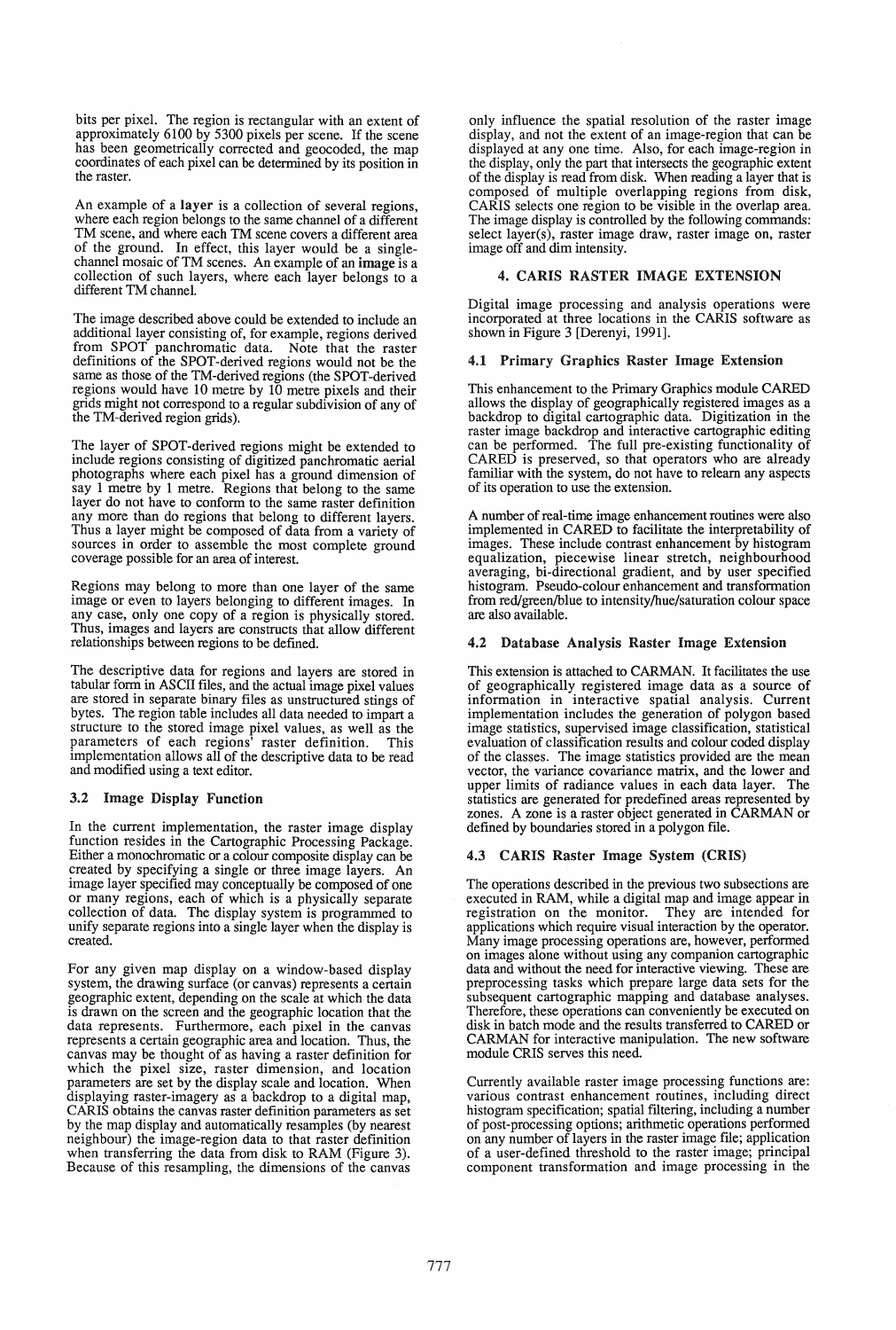bits per pixel. The region is rectangular with an extent of approximately 6100 by 5300 pixels per scene. If the scene has been geometrically corrected and geocoded, the map coordinates of each pixel can be determined by its position in the raster.

An example of a **layer** is a collection of several regions, where each region belongs to the same channel of a different TM scene, and where each TM scene covers a different area of the ground. In effect, this layer would be a single-channel mosaic of TM scenes. An example of an **image** is a collection of such layers, where each layer belongs to a different TM channel.

The image described above could be extended to include an additional layer consisting of, for example, regions derived from SPOT panchromatic data. Note that the raster definitions of the SPOT-derived regions would not be the same as those of the TM-derived regions (the SPOT-derived regions would have 10 metre by 10 metre pixels and their grids might not correspond to a regular subdivision of any of the TM-derived region grids).

The layer of SPOT-derived regions might be extended to include regions consisting of digitized panchromatic aerial photographs where each pixel has a ground dimension of say 1 metre by 1 metre. Regions that belong to the same layer do not have to conform to the same raster definition any more than do regions that belong to different layers. Thus a layer might be composed of data from a variety of sources in order to assemble the most complete ground coverage possible for an area of interest.

Regions may belong to more than one layer of the same image or even to layers belonging to different images. In any case, only one copy of a region is physically stored. Thus, images and layers are constructs that allow different relationships between regions to be defined.

The descriptive data for regions and layers are stored in tabular form in ASCII files, and the actual image pixel values are stored in separate binary files as unstructured stings of bytes. The region table includes all data needed to impart a structure to the stored image pixel values, as well as the parameters of each regions' raster definition. This implementation allows all of the descriptive data to be read and modified using a text editor.

### 3.2 Image Display Function

In the current implementation, the raster image display function resides in the Cartographic Processing Package. Either a monochromatic or a colour composite display can be created by specifying a single or three image layers. An image layer specified may conceptually be composed of one or many regions, each of which is a physically separate collection of data. The display system is programmed to unify separate regions into a single layer when the display is created.

For any given map display on a window-based display system, the drawing surface (or canvas) represents a certain geographic extent, depending on the scale at which the data is drawn on the screen and the geographic location that the data represents. Furthermore, each pixel in the canvas represents a certain geographic area and location. Thus, the canvas may be thought of as having a raster definition for which the pixel size, raster dimension, and location parameters are set by the display scale and location. When displaying raster-imagery as a backdrop to a digital map, CARIS obtains the canvas raster definition parameters as set by the map display and automatically resamples (by nearest neighbour) the image-region data to that raster definition when transferring the data from disk to RAM (Figure 3). Because of this resampling, the dimensions of the canvas only influence the spatial resolution of the raster image display, and not the extent of an image-region that can be displayed at any one time. Also, for each image-region in the display, only the part that intersects the geographic extent of the display is read from disk. When reading a layer that is composed of multiple overlapping regions from disk, CARIS selects one region to be visible in the overlap area. The image display is controlled by the following commands: select layer(s), raster image draw, raster image on, raster image off and dim intensity.

## 4. CARIS RASTER IMAGE EXTENSION

Digital image processing and analysis operations were incorporated at three locations in the CARIS software as shown in Figure 3 [Derenyi, 1991].

### 4.1 Primary Graphics Raster Image Extension

This enhancement to the Primary Graphics module CARED allows the display of geographically registered images as a backdrop to digital cartographic data. Digitization in the raster image backdrop and interactive cartographic editing can be performed. The full pre-existing functionality of CARED is preserved, so that operators who are already familiar with the system, do not have to relearn any aspects of its operation to use the extension.

A number of real-time image enhancement routines were also implemented in CARED to facilitate the interpretability of images. These include contrast enhancement by histogram equalization, piecewise linear stretch, neighbourhood averaging, bi-directional gradient, and by user specified histogram. Pseudo-colour enhancement and transformation from red/green/blue to intensity/hue/saturation colour space are also available.

### 4.2 Database Analysis Raster Image Extension

This extension is attached to CARMAN. It facilitates the use of geographically registered image data as a source of information in interactive spatial analysis. Current implementation includes the generation of polygon based image statistics, supervised image classification, statistical evaluation of classification results and colour coded display of the classes. The image statistics provided are the mean vector, the variance covariance matrix, and the lower and upper limits of radiance values in each data layer. The statistics are generated for predefined areas represented by zones. A zone is a raster object generated in CARMAN or defined by boundaries stored in a polygon file.

### 4.3 CARIS Raster Image System (CRIS)

The operations described in the previous two subsections are executed in RAM, while a digital map and image appear in registration on the monitor. They are intended for applications which require visual interaction by the operator. Many image processing operations are, however, performed on images alone without using any companion cartographic data and without the need for interactive viewing. These are preprocessing tasks which prepare large data sets for the subsequent cartographic mapping and database analyses. Therefore, these operations can conveniently be executed on disk in batch mode and the results transferred to CARED or CARMAN for interactive manipulation. The new software module CRIS serves this need.

Currently available raster image processing functions are: various contrast enhancement routines, including direct histogram specification; spatial filtering, including a number of post-processing options; arithmetic operations performed on any number of layers in the raster image file; application of a user-defined threshold to the raster image; principal component transformation and image processing in the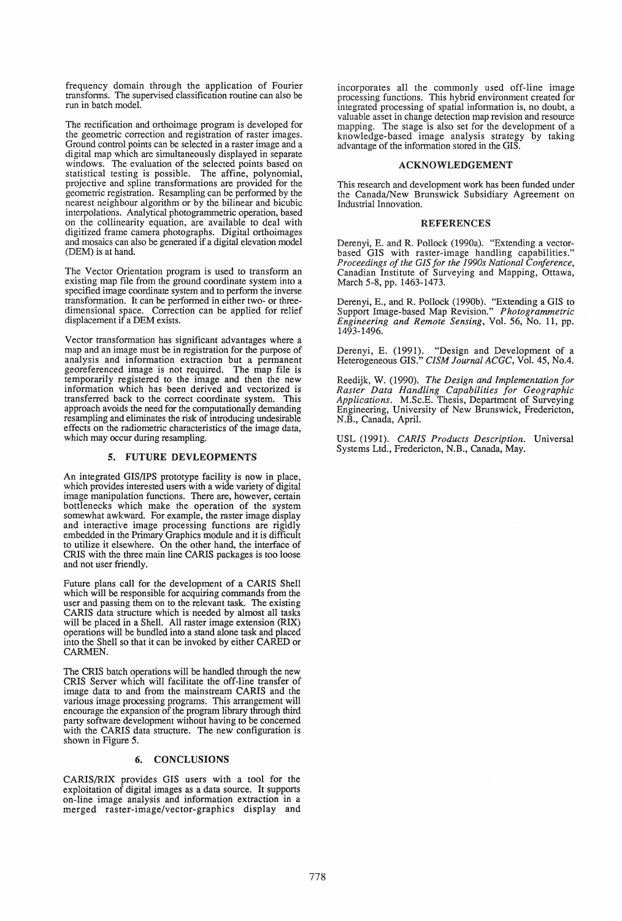frequency domain through the application of Fourier transforms. The supervised classification routine can also be run in batch model.

The rectification and orthoimage program is developed for the geometric correction and registration of raster images. Ground control points can be selected in a raster image and a digital map which are simultaneously displayed in separate windows. The evaluation of the selected points based on statistical testing is possible. The affine, polynomial, projective and spline transformations are provided for the geometric registration. Resampling can be performed by the nearest neighbour algorithm or by the bilinear and bicubic interpolations. Analytical photogrammetric operation, based on the collinearity equation, are available to deal with digitized frame camera photographs. Digital orthoimages and mosaics can also be generated if a digital elevation model (DEM) is at hand.

The Vector Orientation program is used to transform an existing map file from the ground coordinate system into a specified image coordinate system and to perform the inverse transformation. It can be performed in either two- or three-dimensional space. Correction can be applied for relief displacement if a DEM exists.

Vector transformation has significant advantages where a map and an image must be in registration for the purpose of analysis and information extraction but a permanent georeferenced image is not required. The map file is temporarily registered to the image and then the new information which has been derived and vectorized is transferred back to the correct coordinate system. This approach avoids the need for the computationally demanding resampling and eliminates the risk of introducing undesirable effects on the radiometric characteristics of the image data, which may occur during resampling.

## 5. FUTURE DEVLEOPMENTS

An integrated GIS/IPS prototype facility is now in place, which provides interested users with a wide variety of digital image manipulation functions. There are, however, certain bottlenecks which make the operation of the system somewhat awkward. For example, the raster image display and interactive image processing functions are rigidly embedded in the Primary Graphics module and it is difficult to utilize it elsewhere. On the other hand, the interface of CRIS with the three main line CARIS packages is too loose and not user friendly.

Future plans call for the development of a CARIS Shell which will be responsible for acquiring commands from the user and passing them on to the relevant task. The existing CARIS data structure which is needed by almost all tasks will be placed in a Shell. All raster image extension (RIX) operations will be bundled into a stand alone task and placed into the Shell so that it can be invoked by either CARED or CARMEN.

The CRIS batch operations will be handled through the new CRIS Server which will facilitate the off-line transfer of image data to and from the mainstream CARIS and the various image processing programs. This arrangement will encourage the expansion of the program library through third party software development without having to be concerned with the CARIS data structure. The new configuration is shown in Figure 5.

## 6. CONCLUSIONS

CARIS/RIX provides GIS users with a tool for the exploitation of digital images as a data source. It supports on-line image analysis and information extraction in a merged raster-image/vector-graphics display and incorporates all the commonly used off-line image processing functions. This hybrid environment created for integrated processing of spatial information is, no doubt, a valuable asset in change detection map revision and resource mapping. The stage is also set for the development of a knowledge-based image analysis strategy by taking advantage of the information stored in the GIS.

## ACKNOWLEDGEMENT

This research and development work has been funded under the Canada/New Brunswick Subsidiary Agreement on Industrial Innovation.

## REFERENCES

Derenyi, E. and R. Pollock (1990a). "Extending a vector-based GIS with raster-image handling capabilities." *Proceedings of the GIS for the 1990s National Conference*, Canadian Institute of Surveying and Mapping, Ottawa, March 5-8, pp. 1463-1473.

Derenyi, E., and R. Pollock (1990b). "Extending a GIS to Support Image-based Map Revision." *Photogrammetric Engineering and Remote Sensing*, Vol. 56, No. 11, pp. 1493-1496.

Derenyi, E. (1991). "Design and Development of a Heterogeneous GIS." *CISM Journal ACGC*, Vol. 45, No.4.

Reedijk, W. (1990). *The Design and Implementation for Raster Data Handling Capabilities for Geographic Applications*. M.Sc.E. Thesis, Department of Surveying Engineering, University of New Brunswick, Fredericton, N.B., Canada, April.

USL (1991). *CARIS Products Description*. Universal Systems Ltd., Fredericton, N.B., Canada, May.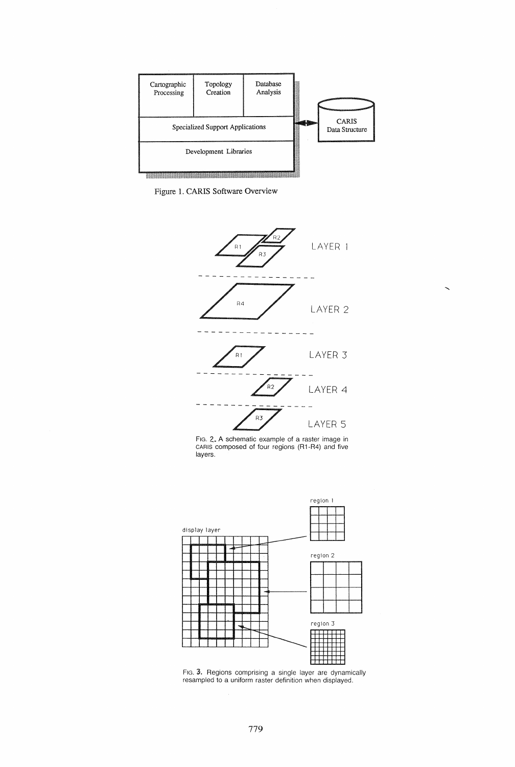| Cartographic Processing | Topology Creation | Database Analysis |
| --- | --- | --- |
| Specialized Support Applications | | |
| Development Libraries | | |

CARIS Data Structure

Figure 1. CARIS Software Overview

R1 R2 R3 LAYER 1

R4 LAYER 2

R1 LAYER 3

R2 LAYER 4

R3 LAYER 5

FIG. 2. A schematic example of a raster image in CARIS composed of four regions (R1-R4) and five layers.

display layer

region 1

region 2

region 3

FIG. 3. Regions comprising a single layer are dynamically resampled to a uniform raster definition when displayed.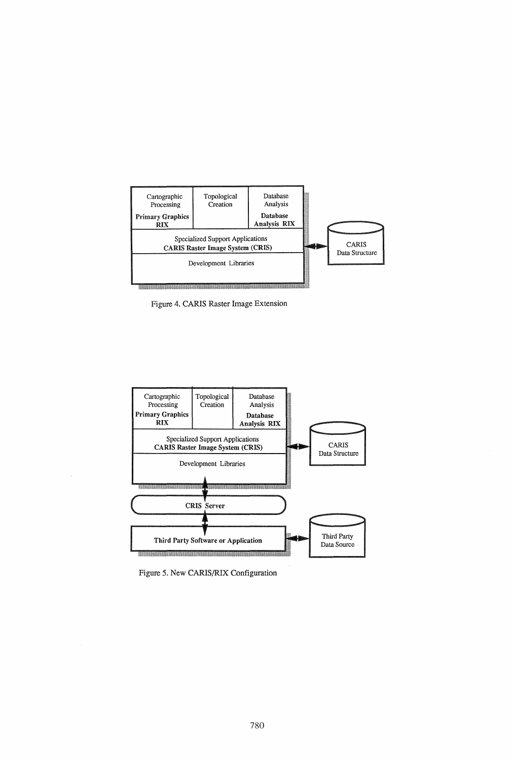Cartographic Processing

**Primary Graphics RIX**

Topological Creation

Database Analysis

**Database Analysis RIX**

Specialized Support Applications

**CARIS Raster Image System (CRIS)**

Development Libraries

CARIS Data Structure

Figure 4. CARIS Raster Image Extension

Cartographic Processing

**Primary Graphics RIX**

Topological Creation

Database Analysis

**Database Analysis RIX**

Specialized Support Applications

**CARIS Raster Image System (CRIS)**

Development Libraries

CARIS Data Structure

**CRIS Server**

**Third Party Software or Application**

Third Party Data Source

Figure 5. New CARIS/RIX Configuration